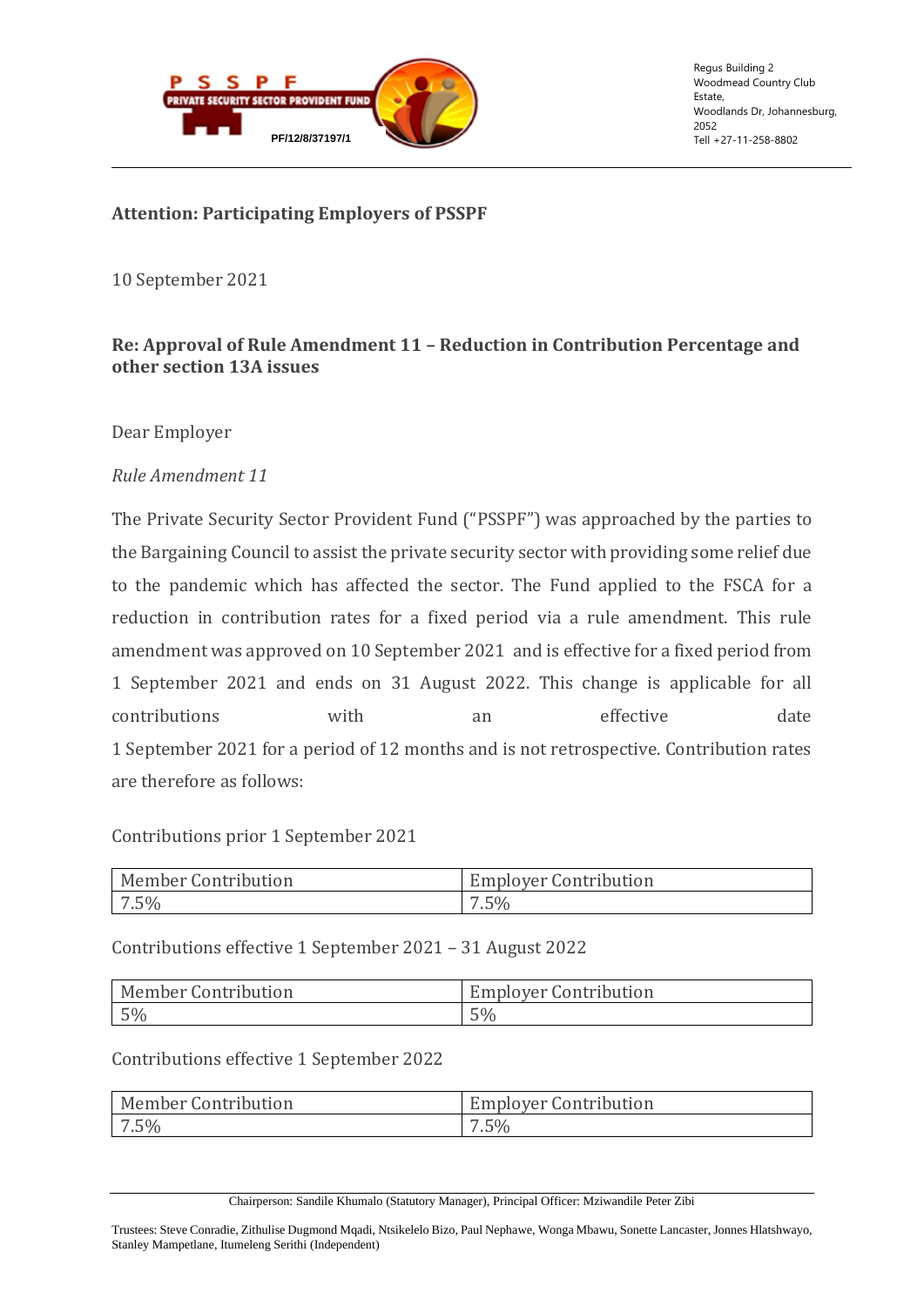PSSPF PRIVATE SECURITY SECTOR PROVIDENT FUND

PF/12/8/37197/1

Regus Building 2
Woodmead Country Club Estate,
Woodlands Dr, Johannesburg, 2052
Tell +27-11-258-8802

**Attention: Participating Employers of PSSPF**

10 September 2021

**Re: Approval of Rule Amendment 11 – Reduction in Contribution Percentage and other section 13A issues**

Dear Employer

*Rule Amendment 11*

The Private Security Sector Provident Fund ("PSSPF") was approached by the parties to the Bargaining Council to assist the private security sector with providing some relief due to the pandemic which has affected the sector. The Fund applied to the FSCA for a reduction in contribution rates for a fixed period via a rule amendment. This rule amendment was approved on 10 September 2021 and is effective for a fixed period from 1 September 2021 and ends on 31 August 2022. This change is applicable for all contributions with an effective date 1 September 2021 for a period of 12 months and is not retrospective. Contribution rates are therefore as follows:

Contributions prior 1 September 2021

| Member Contribution | Employer Contribution |
|---|---|
| 7.5% | 7.5% |

Contributions effective 1 September 2021 – 31 August 2022

| Member Contribution | Employer Contribution |
|---|---|
| 5% | 5% |

Contributions effective 1 September 2022

| Member Contribution | Employer Contribution |
|---|---|
| 7.5% | 7.5% |

Chairperson: Sandile Khumalo (Statutory Manager), Principal Officer: Mziwandile Peter Zibi

Trustees: Steve Conradie, Zithulise Dugmond Mqadi, Ntsikelelo Bizo, Paul Nephawe, Wonga Mbawu, Sonette Lancaster, Jonnes Hlatshwayo, Stanley Mampetlane, Itumeleng Serithi (Independent)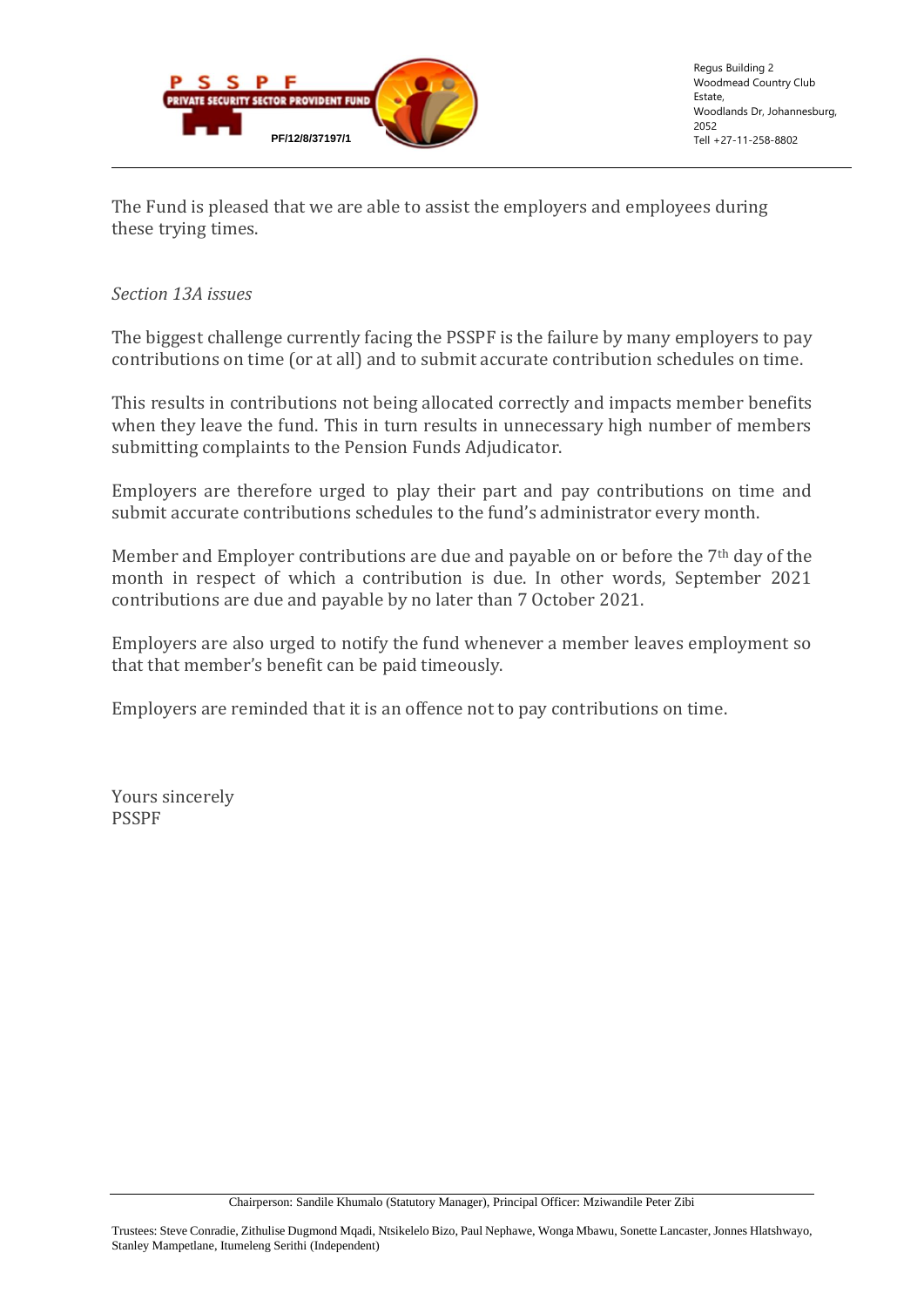The Fund is pleased that we are able to assist the employers and employees during these trying times.

*Section 13A issues*

The biggest challenge currently facing the PSSPF is the failure by many employers to pay contributions on time (or at all) and to submit accurate contribution schedules on time.

This results in contributions not being allocated correctly and impacts member benefits when they leave the fund. This in turn results in unnecessary high number of members submitting complaints to the Pension Funds Adjudicator.

Employers are therefore urged to play their part and pay contributions on time and submit accurate contributions schedules to the fund's administrator every month.

Member and Employer contributions are due and payable on or before the 7th day of the month in respect of which a contribution is due. In other words, September 2021 contributions are due and payable by no later than 7 October 2021.

Employers are also urged to notify the fund whenever a member leaves employment so that that member's benefit can be paid timeously.

Employers are reminded that it is an offence not to pay contributions on time.

Yours sincerely
PSSPF